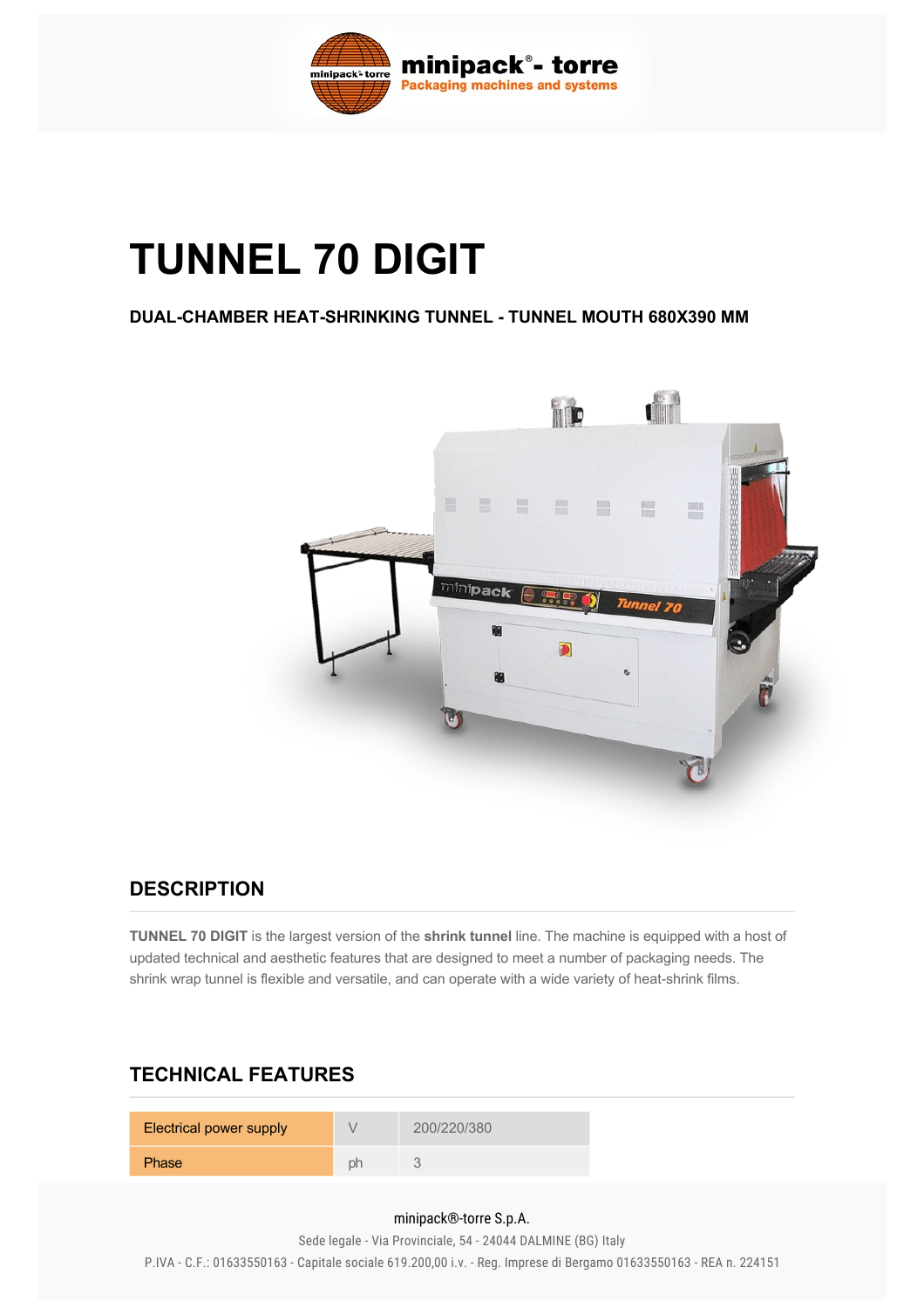# TUNNEL 70 DIGIT

### DUAL-CHAMBER HEAT-SHRINKING TUNNEL - TUNNEL MOUTH 680X390 MM

## DESCRIPTION

**TUNNEL 70 DIGIT** is the largest version of the **shrink tunnel** line. The machine is equipped with a host of updated technical and aesthetic features that are designed to meet a number of packaging needs. The shrink wrap tunnel is flexible and versatile, and can operate with a wide variety of heat-shrink films.

## TECHNICAL FEATURES

| | | |
|---|---|---|
| Electrical power supply | V | 200/220/380 |
| Phase | ph | 3 |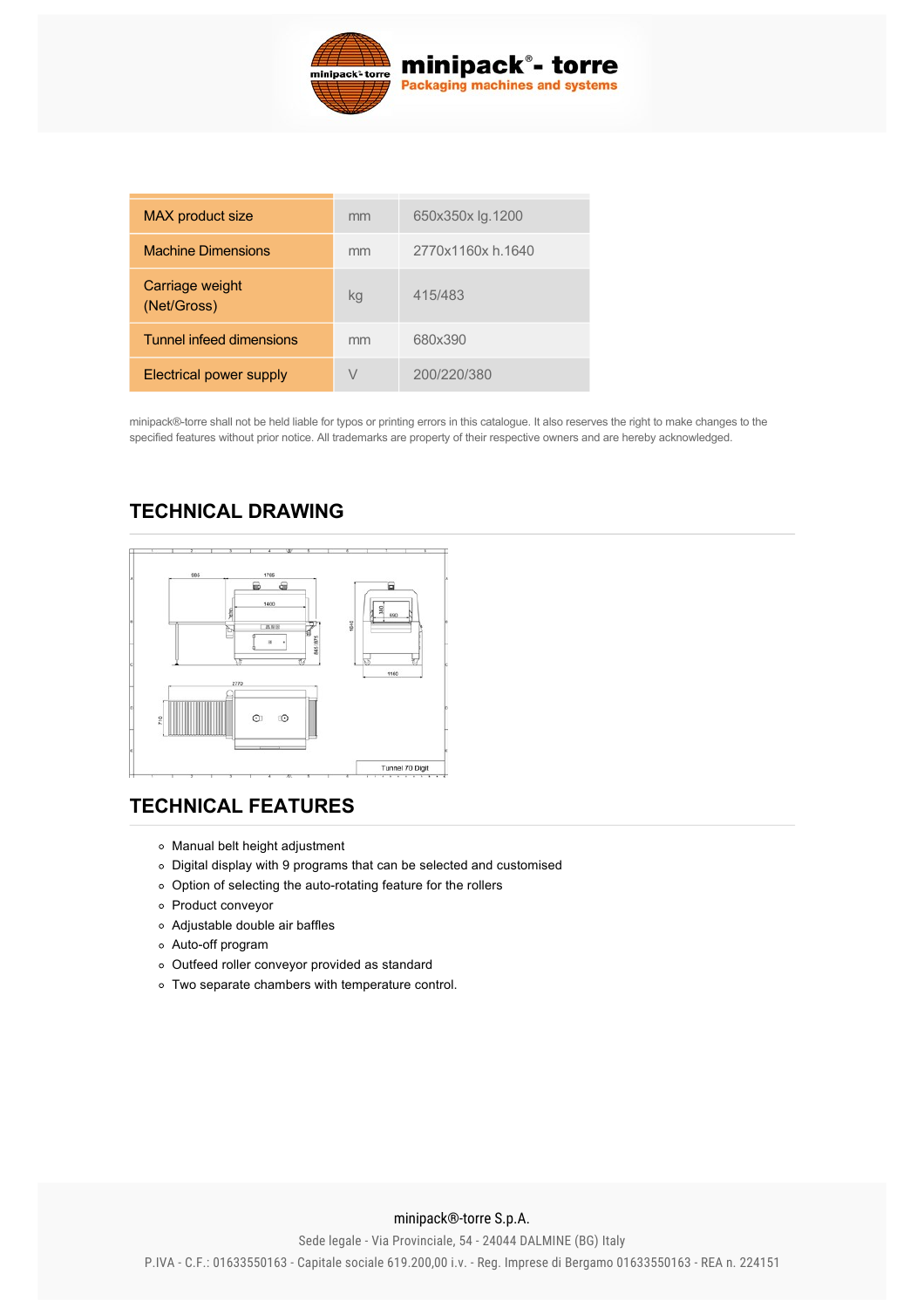| | | |
|---|---|---|
| MAX product size | mm | 650x350x lg.1200 |
| Machine Dimensions | mm | 2770x1160x h.1640 |
| Carriage weight (Net/Gross) | kg | 415/483 |
| Tunnel infeed dimensions | mm | 680x390 |
| Electrical power supply | V | 200/220/380 |

minipack®-torre shall not be held liable for typos or printing errors in this catalogue. It also reserves the right to make changes to the specified features without prior notice. All trademarks are property of their respective owners and are hereby acknowledged.

## TECHNICAL DRAWING

Tunnel 70 Digit

## TECHNICAL FEATURES

- Manual belt height adjustment
- Digital display with 9 programs that can be selected and customised
- Option of selecting the auto-rotating feature for the rollers
- Product conveyor
- Adjustable double air baffles
- Auto-off program
- Outfeed roller conveyor provided as standard
- Two separate chambers with temperature control.

minipack®-torre S.p.A.

Sede legale - Via Provinciale, 54 - 24044 DALMINE (BG) Italy

P.IVA - C.F.: 01633550163 - Capitale sociale 619.200,00 i.v. - Reg. Imprese di Bergamo 01633550163 - REA n. 224151